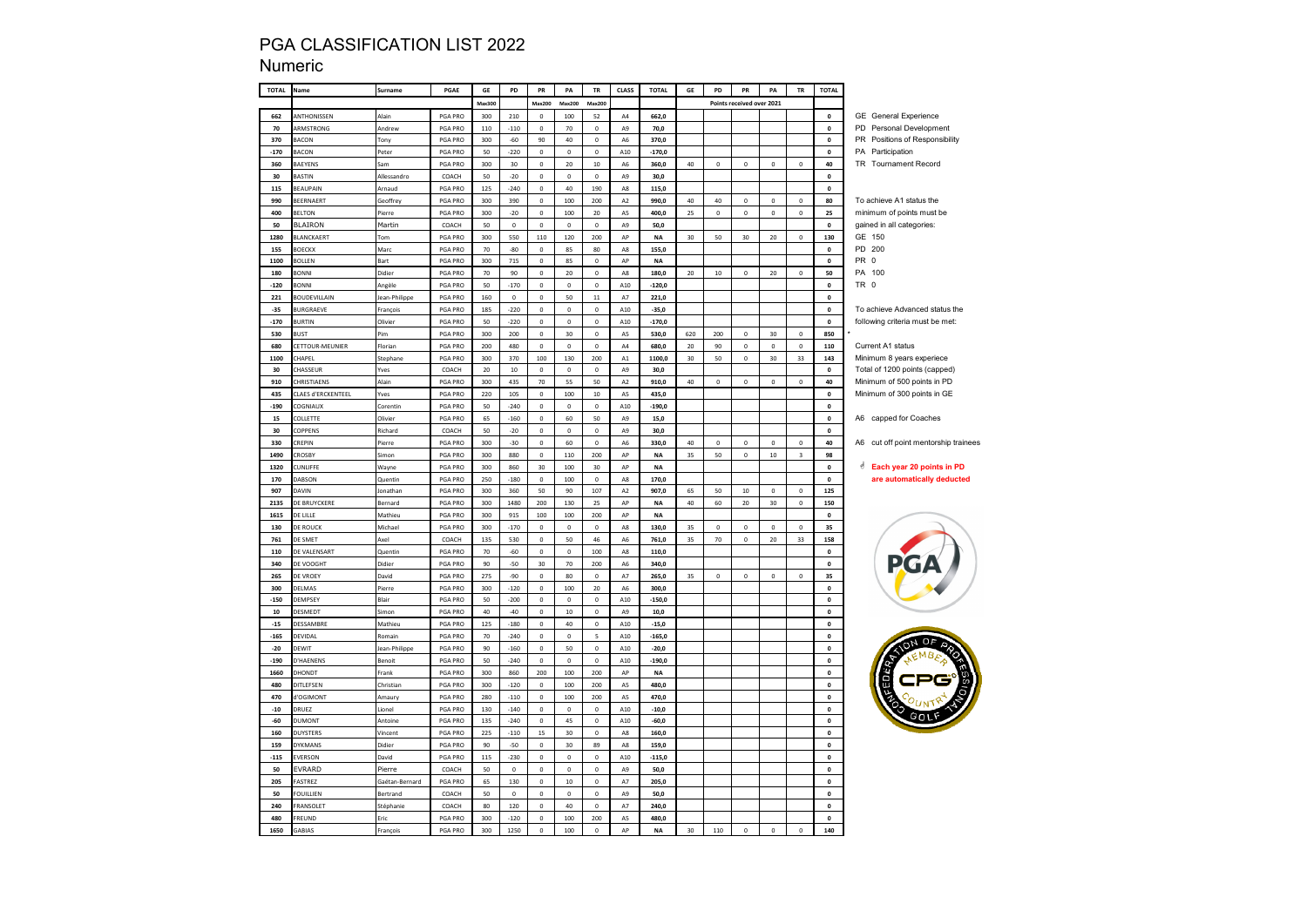# PGA CLASSIFICATION LIST 2022

## Numeric

| TOTAL | Name | Surname | PGAE | GE | PD | PR | PA | TR | CLASS | TOTAL | GE | PD | PR | PA | TR | TOTAL |
|---|---|---|---|---|---|---|---|---|---|---|---|---|---|---|---|---|
| | | | | Max300 | | Max200 | Max200 | Max200 | | | Points received over 2021 | | | | | |
| 662 | ANTHONISSEN | Alain | PGA PRO | 300 | 210 | 0 | 100 | 52 | A4 | 662,0 | | | | | | 0 |
| 70 | ARMSTRONG | Andrew | PGA PRO | 110 | -110 | 0 | 70 | 0 | A9 | 70,0 | | | | | | 0 |
| 370 | BACON | Tony | PGA PRO | 300 | -60 | 90 | 40 | 0 | A6 | 370,0 | | | | | | 0 |
| -170 | BACON | Peter | PGA PRO | 50 | -220 | 0 | 0 | 0 | A10 | -170,0 | | | | | | 0 |
| 360 | BAEYENS | Sam | PGA PRO | 300 | 30 | 0 | 20 | 10 | A6 | 360,0 | 40 | 0 | 0 | 0 | 0 | 40 |
| 30 | BASTIN | Allessandro | COACH | 50 | -20 | 0 | 0 | 0 | A9 | 30,0 | | | | | | 0 |
| 115 | BEAUPAIN | Arnaud | PGA PRO | 125 | -240 | 0 | 40 | 190 | A8 | 115,0 | | | | | | 0 |
| 990 | BEERNAERT | Geoffrey | PGA PRO | 300 | 390 | 0 | 100 | 200 | A2 | 990,0 | 40 | 40 | 0 | 0 | 0 | 80 |
| 400 | BELTON | Pierre | PGA PRO | 300 | -20 | 0 | 100 | 20 | A5 | 400,0 | 25 | 0 | 0 | 0 | 0 | 25 |
| 50 | BLAIRON | Martin | COACH | 50 | 0 | 0 | 0 | 0 | A9 | 50,0 | | | | | | 0 |
| 1280 | BLANCKAERT | Tom | PGA PRO | 300 | 550 | 110 | 120 | 200 | AP | NA | 30 | 50 | 30 | 20 | 0 | 130 |
| 155 | BOECKX | Marc | PGA PRO | 70 | -80 | 0 | 85 | 80 | A8 | 155,0 | | | | | | 0 |
| 1100 | BOLLEN | Bart | PGA PRO | 300 | 715 | 0 | 85 | 0 | AP | NA | | | | | | 0 |
| 180 | BONNI | Didier | PGA PRO | 70 | 90 | 0 | 20 | 0 | A8 | 180,0 | 20 | 10 | 0 | 20 | 0 | 50 |
| -120 | BONNI | Angèle | PGA PRO | 50 | -170 | 0 | 0 | 0 | A10 | -120,0 | | | | | | 0 |
| 221 | BOUDEVILLAIN | Jean-Philippe | PGA PRO | 160 | 0 | 0 | 50 | 11 | A7 | 221,0 | | | | | | 0 |
| -35 | BURGRAEVE | François | PGA PRO | 185 | -220 | 0 | 0 | 0 | A10 | -35,0 | | | | | | 0 |
| -170 | BURTIN | Olivier | PGA PRO | 50 | -220 | 0 | 0 | 0 | A10 | -170,0 | | | | | | 0 |
| 530 | BUST | Pim | PGA PRO | 300 | 200 | 0 | 30 | 0 | A5 | 530,0 | 620 | 200 | 0 | 30 | 0 | 850 |
| 680 | CETTOUR-MEUNIER | Florian | PGA PRO | 200 | 480 | 0 | 0 | 0 | A4 | 680,0 | 20 | 90 | 0 | 0 | 0 | 110 |
| 1100 | CHAPEL | Stephane | PGA PRO | 300 | 370 | 100 | 130 | 200 | A1 | 1100,0 | 30 | 50 | 0 | 30 | 33 | 143 |
| 30 | CHASSEUR | Yves | COACH | 20 | 10 | 0 | 0 | 0 | A9 | 30,0 | | | | | | 0 |
| 910 | CHRISTIAENS | Alain | PGA PRO | 300 | 435 | 70 | 55 | 50 | A2 | 910,0 | 40 | 0 | 0 | 0 | 0 | 40 |
| 435 | CLAES d'ERCKENTEEL | Yves | PGA PRO | 220 | 105 | 0 | 100 | 10 | A5 | 435,0 | | | | | | 0 |
| -190 | COGNIAUX | Corentin | PGA PRO | 50 | -240 | 0 | 0 | 0 | A10 | -190,0 | | | | | | 0 |
| 15 | COLLETTE | Olivier | PGA PRO | 65 | -160 | 0 | 60 | 50 | A9 | 15,0 | | | | | | 0 |
| 30 | COPPENS | Richard | COACH | 50 | -20 | 0 | 0 | 0 | A9 | 30,0 | | | | | | 0 |
| 330 | CREPIN | Pierre | PGA PRO | 300 | -30 | 0 | 60 | 0 | A6 | 330,0 | 40 | 0 | 0 | 0 | 0 | 40 |
| 1490 | CROSBY | Simon | PGA PRO | 300 | 880 | 0 | 110 | 200 | AP | NA | 35 | 50 | 0 | 10 | 3 | 98 |
| 1320 | CUNLIFFE | Wayne | PGA PRO | 300 | 860 | 30 | 100 | 30 | AP | NA | | | | | | 0 |
| 170 | DABSON | Quentin | PGA PRO | 250 | -180 | 0 | 100 | 0 | A8 | 170,0 | | | | | | 0 |
| 907 | DAVIN | Jonathan | PGA PRO | 300 | 360 | 50 | 90 | 107 | A2 | 907,0 | 65 | 50 | 10 | 0 | 0 | 125 |
| 2135 | DE BRUYCKERE | Bernard | PGA PRO | 300 | 1480 | 200 | 130 | 25 | AP | NA | 40 | 60 | 20 | 30 | 0 | 150 |
| 1615 | DE LILLE | Mathieu | PGA PRO | 300 | 915 | 100 | 100 | 200 | AP | NA | | | | | | 0 |
| 130 | DE ROUCK | Michael | PGA PRO | 300 | -170 | 0 | 0 | 0 | A8 | 130,0 | 35 | 0 | 0 | 0 | 0 | 35 |
| 761 | DE SMET | Axel | COACH | 135 | 530 | 0 | 50 | 46 | A6 | 761,0 | 35 | 70 | 0 | 20 | 33 | 158 |
| 110 | DE VALENSART | Quentin | PGA PRO | 70 | -60 | 0 | 0 | 100 | A8 | 110,0 | | | | | | 0 |
| 340 | DE VOOGHT | Didier | PGA PRO | 90 | -50 | 30 | 70 | 200 | A6 | 340,0 | | | | | | 0 |
| 265 | DE VROEY | David | PGA PRO | 275 | -90 | 0 | 80 | 0 | A7 | 265,0 | 35 | 0 | 0 | 0 | 0 | 35 |
| 300 | DELMAS | Pierre | PGA PRO | 300 | -120 | 0 | 100 | 20 | A6 | 300,0 | | | | | | 0 |
| -150 | DEMPSEY | Blair | PGA PRO | 50 | -200 | 0 | 0 | 0 | A10 | -150,0 | | | | | | 0 |
| 10 | DESMEDT | Simon | PGA PRO | 40 | -40 | 0 | 10 | 0 | A9 | 10,0 | | | | | | 0 |
| -15 | DESSAMBRE | Mathieu | PGA PRO | 125 | -180 | 0 | 40 | 0 | A10 | -15,0 | | | | | | 0 |
| -165 | DEVIDAL | Romain | PGA PRO | 70 | -240 | 0 | 0 | 5 | A10 | -165,0 | | | | | | 0 |
| -20 | DEWIT | Jean-Philippe | PGA PRO | 90 | -160 | 0 | 50 | 0 | A10 | -20,0 | | | | | | 0 |
| -190 | D'HAENENS | Benoit | PGA PRO | 50 | -240 | 0 | 0 | 0 | A10 | -190,0 | | | | | | 0 |
| 1660 | DHONDT | Frank | PGA PRO | 300 | 860 | 200 | 100 | 200 | AP | NA | | | | | | 0 |
| 480 | DITLEFSEN | Christian | PGA PRO | 300 | -120 | 0 | 100 | 200 | A5 | 480,0 | | | | | | 0 |
| 470 | d'OGIMONT | Amaury | PGA PRO | 280 | -110 | 0 | 100 | 200 | A5 | 470,0 | | | | | | 0 |
| -10 | DRUEZ | Lionel | PGA PRO | 130 | -140 | 0 | 0 | 0 | A10 | -10,0 | | | | | | 0 |
| -60 | DUMONT | Antoine | PGA PRO | 135 | -240 | 0 | 45 | 0 | A10 | -60,0 | | | | | | 0 |
| 160 | DUYSTERS | Vincent | PGA PRO | 225 | -110 | 15 | 30 | 0 | A8 | 160,0 | | | | | | 0 |
| 159 | DYKMANS | Didier | PGA PRO | 90 | -50 | 0 | 30 | 89 | A8 | 159,0 | | | | | | 0 |
| -115 | EVERSON | David | PGA PRO | 115 | -230 | 0 | 0 | 0 | A10 | -115,0 | | | | | | 0 |
| 50 | EVRARD | Pierre | COACH | 50 | 0 | 0 | 0 | 0 | A9 | 50,0 | | | | | | 0 |
| 205 | FASTREZ | Gaëtan-Bernard | PGA PRO | 65 | 130 | 0 | 10 | 0 | A7 | 205,0 | | | | | | 0 |
| 50 | FOUILLIEN | Bertrand | COACH | 50 | 0 | 0 | 0 | 0 | A9 | 50,0 | | | | | | 0 |
| 240 | FRANSOLET | Stéphanie | COACH | 80 | 120 | 0 | 40 | 0 | A7 | 240,0 | | | | | | 0 |
| 480 | FREUND | Eric | PGA PRO | 300 | -120 | 0 | 100 | 200 | A5 | 480,0 | | | | | | 0 |
| 1650 | GABIAS | François | PGA PRO | 300 | 1250 | 0 | 100 | 0 | AP | NA | 30 | 110 | 0 | 0 | 0 | 140 |

GE General Experience
PD Personal Development
PR Positions of Responsibility
PA Participation
TR Tournament Record

To achieve A1 status the minimum of points must be gained in all categories:

GE 150
PD 200
PR 0
PA 100
TR 0

To achieve Advanced status the following criteria must be met:

Current A1 status
Minimum 8 years experiece
Total of 1200 points (capped)
Minimum of 500 points in PD
Minimum of 300 points in GE

A6 capped for Coaches

A6 cut off point mentorship trainees

**Each year 20 points in PD are automatically deducted**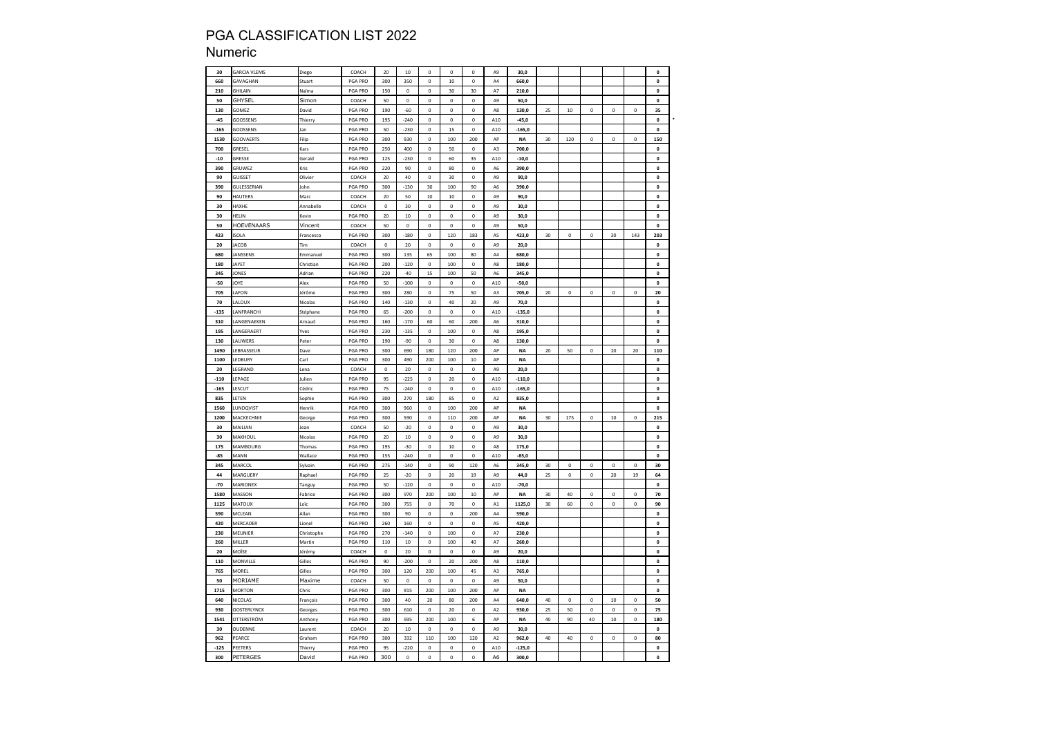# PGA CLASSIFICATION LIST 2022

## Numeric

| | | | | | | | | | | | | | | | | |
|---|---|---|---|---|---|---|---|---|---|---|---|---|---|---|---|---|
| 30 | GARCIA VLEMS | Diego | COACH | 20 | 10 | 0 | 0 | 0 | A9 | 30,0 | | | | | | 0 |
| 660 | GAVAGHAN | Stuart | PGA PRO | 300 | 350 | 0 | 10 | 0 | A4 | 660,0 | | | | | | 0 |
| 210 | GHILAIN | Naïma | PGA PRO | 150 | 0 | 0 | 30 | 30 | A7 | 210,0 | | | | | | 0 |
| 50 | GHYSEL | Simon | COACH | 50 | 0 | 0 | 0 | 0 | A9 | 50,0 | | | | | | 0 |
| 130 | GOMEZ | David | PGA PRO | 190 | -60 | 0 | 0 | 0 | A8 | 130,0 | 25 | 10 | 0 | 0 | 0 | 35 |
| -45 | GOOSSENS | Thierry | PGA PRO | 195 | -240 | 0 | 0 | 0 | A10 | -45,0 | | | | | | 0 |
| -165 | GOOSSENS | Jan | PGA PRO | 50 | -230 | 0 | 15 | 0 | A10 | -165,0 | | | | | | 0 |
| 1530 | GOOVAERTS | Filip | PGA PRO | 300 | 930 | 0 | 100 | 200 | AP | NA | 30 | 120 | 0 | 0 | 0 | 150 |
| 700 | GRESEL | Kars | PGA PRO | 250 | 400 | 0 | 50 | 0 | A3 | 700,0 | | | | | | 0 |
| -10 | GRESSE | Gerald | PGA PRO | 125 | -230 | 0 | 60 | 35 | A10 | -10,0 | | | | | | 0 |
| 390 | GRUWEZ | Kris | PGA PRO | 220 | 90 | 0 | 80 | 0 | A6 | 390,0 | | | | | | 0 |
| 90 | GUISSET | Olivier | COACH | 20 | 40 | 0 | 30 | 0 | A9 | 90,0 | | | | | | 0 |
| 390 | GULESSERIAN | John | PGA PRO | 300 | -130 | 30 | 100 | 90 | A6 | 390,0 | | | | | | 0 |
| 90 | HAUTERS | Marc | COACH | 20 | 50 | 10 | 10 | 0 | A9 | 90,0 | | | | | | 0 |
| 30 | HAXHE | Annabelle | COACH | 0 | 30 | 0 | 0 | 0 | A9 | 30,0 | | | | | | 0 |
| 30 | HELIN | Kevin | PGA PRO | 20 | 10 | 0 | 0 | 0 | A9 | 30,0 | | | | | | 0 |
| 50 | HOEVENAARS | Vincent | COACH | 50 | 0 | 0 | 0 | 0 | A9 | 50,0 | | | | | | 0 |
| 423 | ISOLA | Francesco | PGA PRO | 300 | -180 | 0 | 120 | 183 | A5 | 423,0 | 30 | 0 | 0 | 30 | 143 | 203 |
| 20 | JACOB | Tim | COACH | 0 | 20 | 0 | 0 | 0 | A9 | 20,0 | | | | | | 0 |
| 680 | JANSSENS | Emmanuel | PGA PRO | 300 | 135 | 65 | 100 | 80 | A4 | 680,0 | | | | | | 0 |
| 180 | JAYET | Christian | PGA PRO | 200 | -120 | 0 | 100 | 0 | A8 | 180,0 | | | | | | 0 |
| 345 | JONES | Adrian | PGA PRO | 220 | -40 | 15 | 100 | 50 | A6 | 345,0 | | | | | | 0 |
| -50 | JOYE | Alex | PGA PRO | 50 | -100 | 0 | 0 | 0 | A10 | -50,0 | | | | | | 0 |
| 705 | LAFON | Jérôme | PGA PRO | 300 | 280 | 0 | 75 | 50 | A3 | 705,0 | 20 | 0 | 0 | 0 | 0 | 20 |
| 70 | LALOUX | Nicolas | PGA PRO | 140 | -130 | 0 | 40 | 20 | A9 | 70,0 | | | | | | 0 |
| -135 | LANFRANCHI | Stéphane | PGA PRO | 65 | -200 | 0 | 0 | 0 | A10 | -135,0 | | | | | | 0 |
| 310 | LANGENAEKEN | Arnaud | PGA PRO | 160 | -170 | 60 | 60 | 200 | A6 | 310,0 | | | | | | 0 |
| 195 | LANGERAERT | Yves | PGA PRO | 230 | -135 | 0 | 100 | 0 | A8 | 195,0 | | | | | | 0 |
| 130 | LAUWERS | Peter | PGA PRO | 190 | -90 | 0 | 30 | 0 | A8 | 130,0 | | | | | | 0 |
| 1490 | LEBRASSEUR | Dave | PGA PRO | 300 | 690 | 180 | 120 | 200 | AP | NA | 20 | 50 | 0 | 20 | 20 | 110 |
| 1100 | LEDBURY | Carl | PGA PRO | 300 | 490 | 200 | 100 | 10 | AP | NA | | | | | | 0 |
| 20 | LEGRAND | Lena | COACH | 0 | 20 | 0 | 0 | 0 | A9 | 20,0 | | | | | | 0 |
| -110 | LEPAGE | Julien | PGA PRO | 95 | -225 | 0 | 20 | 0 | A10 | -110,0 | | | | | | 0 |
| -165 | LESCUT | Cédric | PGA PRO | 75 | -240 | 0 | 0 | 0 | A10 | -165,0 | | | | | | 0 |
| 835 | LETEN | Sophie | PGA PRO | 300 | 270 | 180 | 85 | 0 | A2 | 835,0 | | | | | | 0 |
| 1560 | LUNDQVIST | Henrik | PGA PRO | 300 | 960 | 0 | 100 | 200 | AP | NA | | | | | | 0 |
| 1200 | MACKECHNIE | George | PGA PRO | 300 | 590 | 0 | 110 | 200 | AP | NA | 30 | 175 | 0 | 10 | 0 | 215 |
| 30 | MAILIAN | Jean | COACH | 50 | -20 | 0 | 0 | 0 | A9 | 30,0 | | | | | | 0 |
| 30 | MAKHOUL | Nicolas | PGA PRO | 20 | 10 | 0 | 0 | 0 | A9 | 30,0 | | | | | | 0 |
| 175 | MAMBOURG | Thomas | PGA PRO | 195 | -30 | 0 | 10 | 0 | A8 | 175,0 | | | | | | 0 |
| -85 | MANN | Wallace | PGA PRO | 155 | -240 | 0 | 0 | 0 | A10 | -85,0 | | | | | | 0 |
| 345 | MARCOL | Sylvain | PGA PRO | 275 | -140 | 0 | 90 | 120 | A6 | 345,0 | 30 | 0 | 0 | 0 | 0 | 30 |
| 44 | MARGUERY | Raphael | PGA PRO | 25 | -20 | 0 | 20 | 19 | A9 | 44,0 | 25 | 0 | 0 | 20 | 19 | 64 |
| -70 | MARIONEX | Tanguy | PGA PRO | 50 | -120 | 0 | 0 | 0 | A10 | -70,0 | | | | | | 0 |
| 1580 | MASSON | Fabrice | PGA PRO | 300 | 970 | 200 | 100 | 10 | AP | NA | 30 | 40 | 0 | 0 | 0 | 70 |
| 1125 | MATOUX | Loïc | PGA PRO | 300 | 755 | 0 | 70 | 0 | A1 | 1125,0 | 30 | 60 | 0 | 0 | 0 | 90 |
| 590 | MCLEAN | Allan | PGA PRO | 300 | 90 | 0 | 0 | 200 | A4 | 590,0 | | | | | | 0 |
| 420 | MERCADER | Lionel | PGA PRO | 260 | 160 | 0 | 0 | 0 | A5 | 420,0 | | | | | | 0 |
| 230 | MEUNIER | Christophe | PGA PRO | 270 | -140 | 0 | 100 | 0 | A7 | 230,0 | | | | | | 0 |
| 260 | MILLER | Martin | PGA PRO | 110 | 10 | 0 | 100 | 40 | A7 | 260,0 | | | | | | 0 |
| 20 | MOÏSE | Jérémy | COACH | 0 | 20 | 0 | 0 | 0 | A9 | 20,0 | | | | | | 0 |
| 110 | MONVILLE | Gilles | PGA PRO | 90 | -200 | 0 | 20 | 200 | A8 | 110,0 | | | | | | 0 |
| 765 | MOREL | Gilles | PGA PRO | 300 | 120 | 200 | 100 | 45 | A3 | 765,0 | | | | | | 0 |
| 50 | MORIAME | Maxime | COACH | 50 | 0 | 0 | 0 | 0 | A9 | 50,0 | | | | | | 0 |
| 1715 | MORTON | Chris | PGA PRO | 300 | 915 | 200 | 100 | 200 | AP | NA | | | | | | 0 |
| 640 | NICOLAS | François | PGA PRO | 300 | 40 | 20 | 80 | 200 | A4 | 640,0 | 40 | 0 | 0 | 10 | 0 | 50 |
| 930 | OOSTERLYNCK | Georges | PGA PRO | 300 | 610 | 0 | 20 | 0 | A2 | 930,0 | 25 | 50 | 0 | 0 | 0 | 75 |
| 1541 | OTTERSTRÖM | Anthony | PGA PRO | 300 | 935 | 200 | 100 | 6 | AP | NA | 40 | 90 | 40 | 10 | 0 | 180 |
| 30 | OUDENNE | Laurent | COACH | 20 | 10 | 0 | 0 | 0 | A9 | 30,0 | | | | | | 0 |
| 962 | PEARCE | Graham | PGA PRO | 300 | 332 | 110 | 100 | 120 | A2 | 962,0 | 40 | 40 | 0 | 0 | 0 | 80 |
| -125 | PEETERS | Thierry | PGA PRO | 95 | -220 | 0 | 0 | 0 | A10 | -125,0 | | | | | | 0 |
| 300 | PETERGES | David | PGA PRO | 300 | 0 | 0 | 0 | 0 | A6 | 300,0 | | | | | | 0 |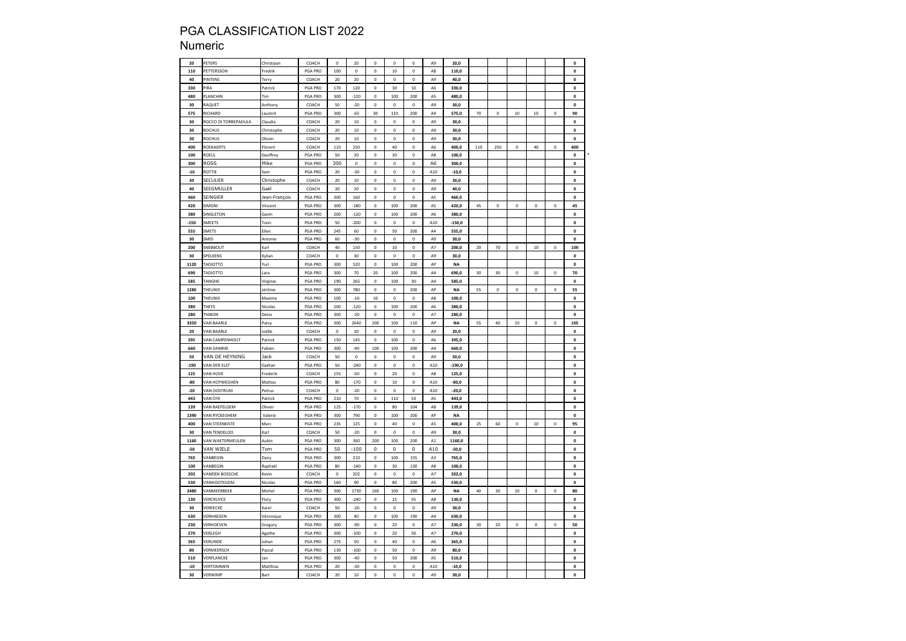# PGA CLASSIFICATION LIST 2022

## Numeric

| | | | | | | | | | | | | | | | | |
|---|---|---|---|---|---|---|---|---|---|---|---|---|---|---|---|---|
| 20 | PETERS | Christiaan | COACH | 0 | 20 | 0 | 0 | 0 | A9 | 20,0 | | | | | | 0 |
| 110 | PETTERSSON | Fredrik | PGA PRO | 100 | 0 | 0 | 10 | 0 | A8 | 110,0 | | | | | | 0 |
| 40 | PINTENS | Terry | COACH | 20 | 20 | 0 | 0 | 0 | A9 | 40,0 | | | | | | 0 |
| 330 | PIRA | Patrick | PGA PRO | 170 | 120 | 0 | 30 | 10 | A6 | 330,0 | | | | | | 0 |
| 480 | PLANCHIN | Tim | PGA PRO | 300 | -120 | 0 | 100 | 200 | A5 | 480,0 | | | | | | 0 |
| 30 | RAQUET | Anthony | COACH | 50 | -20 | 0 | 0 | 0 | A9 | 30,0 | | | | | | 0 |
| 575 | RICHARD | Laurent | PGA PRO | 300 | -65 | 30 | 110 | 200 | A4 | 575,0 | 70 | 0 | 10 | 10 | 0 | 90 |
| 30 | ROCCO DI TORREPADULA | Claudia | COACH | 20 | 10 | 0 | 0 | 0 | A9 | 30,0 | | | | | | 0 |
| 30 | ROCHUS | Christophe | COACH | 20 | 10 | 0 | 0 | 0 | A9 | 30,0 | | | | | | 0 |
| 30 | ROCHUS | Olivier | COACH | 20 | 10 | 0 | 0 | 0 | A9 | 30,0 | | | | | | 0 |
| 400 | ROEKAERTS | Florent | COACH | 110 | 250 | 0 | 40 | 0 | A6 | 400,0 | 110 | 250 | 0 | 40 | 0 | 400 |
| 100 | ROELS | Geoffrey | PGA PRO | 50 | 20 | 0 | 30 | 0 | A8 | 100,0 | | | | | | 0 |
| 300 | ROSS | Mike | PGA PRO | 300 | 0 | 0 | 0 | 0 | A6 | 300,0 | | | | | | 0 |
| -10 | ROTTIE | Sam | PGA PRO | 20 | -30 | 0 | 0 | 0 | A10 | -10,0 | | | | | | 0 |
| 30 | SECULIER | Christophe | COACH | 20 | 10 | 0 | 0 | 0 | A9 | 30,0 | | | | | | 0 |
| 40 | SEEGMULLER | Gaël | COACH | 20 | 20 | 0 | 0 | 0 | A9 | 40,0 | | | | | | 0 |
| 460 | SEINGIER | Jean-François | PGA PRO | 300 | 160 | 0 | 0 | 0 | A5 | 460,0 | | | | | | 0 |
| 420 | SIMONI | Vincent | PGA PRO | 300 | -180 | 0 | 100 | 200 | A5 | 420,0 | 45 | 0 | 0 | 0 | 0 | 45 |
| 380 | SINGLETON | Gavin | PGA PRO | 200 | -120 | 0 | 100 | 200 | A6 | 380,0 | | | | | | 0 |
| -150 | SMEETS | Toon | PGA PRO | 50 | -200 | 0 | 0 | 0 | A10 | -150,0 | | | | | | 0 |
| 555 | SMETS | Ellen | PGA PRO | 245 | 60 | 0 | 50 | 200 | A4 | 555,0 | | | | | | 0 |
| 30 | SMID | Antonie | PGA PRO | 60 | -30 | 0 | 0 | 0 | A9 | 30,0 | | | | | | 0 |
| 200 | SNEBBOUT | Karl | COACH | 40 | 150 | 0 | 10 | 0 | A7 | 200,0 | 20 | 70 | 0 | 10 | 0 | 100 |
| 30 | SPELKENS | Kylian | COACH | 0 | 30 | 0 | 0 | 0 | A9 | 30,0 | | | | | | 0 |
| 1120 | TADIOTTO | Yuri | PGA PRO | 300 | 520 | 0 | 100 | 200 | AP | NA | | | | | | 0 |
| 690 | TADIOTTO | Lara | PGA PRO | 300 | 70 | 20 | 100 | 200 | A4 | 690,0 | 30 | 30 | 0 | 10 | 0 | 70 |
| 585 | TANGHE | Virginie | PGA PRO | 190 | 265 | 0 | 100 | 30 | A4 | 585,0 | | | | | | 0 |
| 1280 | THEUNIS | Jérôme | PGA PRO | 300 | 780 | 0 | 0 | 200 | AP | NA | 55 | 0 | 0 | 0 | 0 | 55 |
| 100 | THEUNIS | Maxime | PGA PRO | 100 | -10 | 10 | 0 | 0 | A8 | 100,0 | | | | | | 0 |
| 380 | THEYS | Nicolas | PGA PRO | 200 | -120 | 0 | 100 | 200 | A6 | 380,0 | | | | | | 0 |
| 280 | THIBON | Denis | PGA PRO | 300 | -20 | 0 | 0 | 0 | A7 | 280,0 | | | | | | 0 |
| 3350 | VAN BAARLE | Patsy | PGA PRO | 300 | 2640 | 200 | 100 | 110 | AP | NA | 55 | 40 | 10 | 0 | 0 | 105 |
| 20 | VAN BAARLE | Joëlle | COACH | 0 | 20 | 0 | 0 | 0 | A9 | 20,0 | | | | | | 0 |
| 395 | VAN CAMPENHOUT | Patrick | PGA PRO | 150 | 145 | 0 | 100 | 0 | A6 | 395,0 | | | | | | 0 |
| 660 | VAN DAMME | Fabien | PGA PRO | 300 | -40 | 100 | 100 | 200 | A4 | 660,0 | | | | | | 0 |
| 50 | VAN DE HEYNING | Jack | COACH | 50 | 0 | 0 | 0 | 0 | A9 | 50,0 | | | | | | 0 |
| -190 | VAN DER ELST | Gaëtan | PGA PRO | 50 | -240 | 0 | 0 | 0 | A10 | -190,0 | | | | | | 0 |
| 125 | VAN HOVE | Frederik | COACH | 155 | -50 | 0 | 20 | 0 | A8 | 125,0 | | | | | | 0 |
| -80 | VAN HOYWEGHEN | Mattias | PGA PRO | 80 | -170 | 0 | 10 | 0 | A10 | -80,0 | | | | | | 0 |
| -20 | VAN OOSTRUM | Petrus | COACH | 0 | -20 | 0 | 0 | 0 | A10 | -20,0 | | | | | | 0 |
| 443 | VAN OYE | Patrick | PGA PRO | 210 | 70 | 0 | 110 | 53 | A5 | 443,0 | | | | | | 0 |
| 139 | VAN RAEFELGEM | Olivier | PGA PRO | 125 | -170 | 0 | 80 | 104 | A8 | 139,0 | | | | | | 0 |
| 1390 | VAN RYCKEGHEM | Valerie | PGA PRO | 300 | 790 | 0 | 100 | 200 | AP | NA | | | | | | 0 |
| 400 | VAN STEENKISTE | Marc | PGA PRO | 235 | 125 | 0 | 40 | 0 | A5 | 400,0 | 25 | 60 | 0 | 10 | 0 | 95 |
| 30 | VAN TENDELOO | Karl | COACH | 50 | -20 | 0 | 0 | 0 | A9 | 30,0 | | | | | | 0 |
| 1160 | VAN WAETERMEULEN | Aubin | PGA PRO | 300 | 360 | 200 | 100 | 200 | A1 | 1160,0 | | | | | | 0 |
| -50 | VAN WIELE | Tom | PGA PRO | 50 | -100 | 0 | 0 | 0 | A10 | -50,0 | | | | | | 0 |
| 765 | VANBEGIN | Dany | PGA PRO | 300 | 210 | 0 | 100 | 155 | A3 | 765,0 | | | | | | 0 |
| 100 | VANBEGIN | Raphaël | PGA PRO | 80 | -140 | 0 | 30 | 130 | A8 | 100,0 | | | | | | 0 |
| 202 | VANDEN BOSSCHE | Kevin | COACH | 0 | 202 | 0 | 0 | 0 | A7 | 202,0 | | | | | | 0 |
| 530 | VANHOOTEGEM | Nicolas | PGA PRO | 160 | 90 | 0 | 80 | 200 | A5 | 530,0 | | | | | | 0 |
| 2480 | VANMEERBEEK | Michel | PGA PRO | 300 | 1730 | 160 | 100 | 190 | AP | NA | 40 | 30 | 10 | 0 | 0 | 80 |
| 130 | VERCRUYCE | Flory | PGA PRO | 300 | -240 | 0 | 15 | 55 | A8 | 130,0 | | | | | | 0 |
| 30 | VEREECKE | Karel | COACH | 50 | -20 | 0 | 0 | 0 | A9 | 30,0 | | | | | | 0 |
| 630 | VERHAEGEN | Véronique | PGA PRO | 300 | 40 | 0 | 100 | 190 | A4 | 630,0 | | | | | | 0 |
| 230 | VERHOEVEN | Gregory | PGA PRO | 300 | -90 | 0 | 20 | 0 | A7 | 230,0 | 30 | 20 | 0 | 0 | 0 | 50 |
| 270 | VERLEGH | Agathe | PGA PRO | 300 | -100 | 0 | 20 | 50 | A7 | 270,0 | | | | | | 0 |
| 365 | VERLINDE | Johan | PGA PRO | 275 | 50 | 0 | 40 | 0 | A6 | 365,0 | | | | | | 0 |
| 80 | VERMEERSCH | Pascal | PGA PRO | 130 | -100 | 0 | 50 | 0 | A9 | 80,0 | | | | | | 0 |
| 510 | VERPLANCKE | Jan | PGA PRO | 300 | -40 | 0 | 50 | 200 | A5 | 510,0 | | | | | | 0 |
| -10 | VERTOMMEN | Matthias | PGA PRO | 20 | -30 | 0 | 0 | 0 | A10 | -10,0 | | | | | | 0 |
| 30 | VERWIMP | Bart | COACH | 20 | 10 | 0 | 0 | 0 | A9 | 30,0 | | | | | | 0 |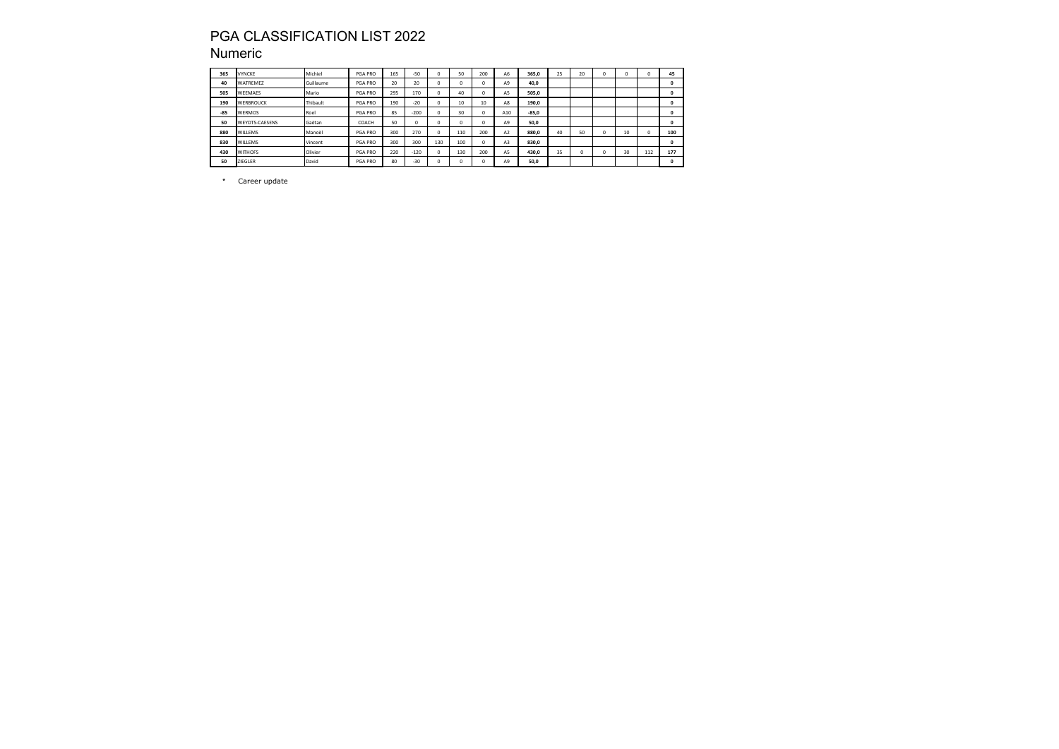# PGA CLASSIFICATION LIST 2022

## Numeric

| | | | | | | | | | | | | | | | | | | |
|---|---|---|---|---|---|---|---|---|---|---|---|---|---|---|---|---|---|---|
| 365 | VYNCKE | Michiel | PGA PRO | 165 | -50 | 0 | 50 | 200 | A6 | 365,0 | 25 | 20 | 0 | 0 | 0 | 45 |
| 40 | WATREMEZ | Guillaume | PGA PRO | 20 | 20 | 0 | 0 | 0 | A9 | 40,0 | | | | | | 0 |
| 505 | WEEMAES | Mario | PGA PRO | 295 | 170 | 0 | 40 | 0 | A5 | 505,0 | | | | | | 0 |
| 190 | WERBROUCK | Thibault | PGA PRO | 190 | -20 | 0 | 10 | 10 | A8 | 190,0 | | | | | | 0 |
| -85 | WERMOS | Roel | PGA PRO | 85 | -200 | 0 | 30 | 0 | A10 | -85,0 | | | | | | 0 |
| 50 | WEYDTS-CAESENS | Gaëtan | COACH | 50 | 0 | 0 | 0 | 0 | A9 | 50,0 | | | | | | 0 |
| 880 | WILLEMS | Manoël | PGA PRO | 300 | 270 | 0 | 110 | 200 | A2 | 880,0 | 40 | 50 | 0 | 10 | 0 | 100 |
| 830 | WILLEMS | Vincent | PGA PRO | 300 | 300 | 130 | 100 | 0 | A3 | 830,0 | | | | | | 0 |
| 430 | WITHOFS | Olivier | PGA PRO | 220 | -120 | 0 | 130 | 200 | A5 | 430,0 | 35 | 0 | 0 | 30 | 112 | 177 |
| 50 | ZIEGLER | David | PGA PRO | 80 | -30 | 0 | 0 | 0 | A9 | 50,0 | | | | | | 0 |

\* Career update